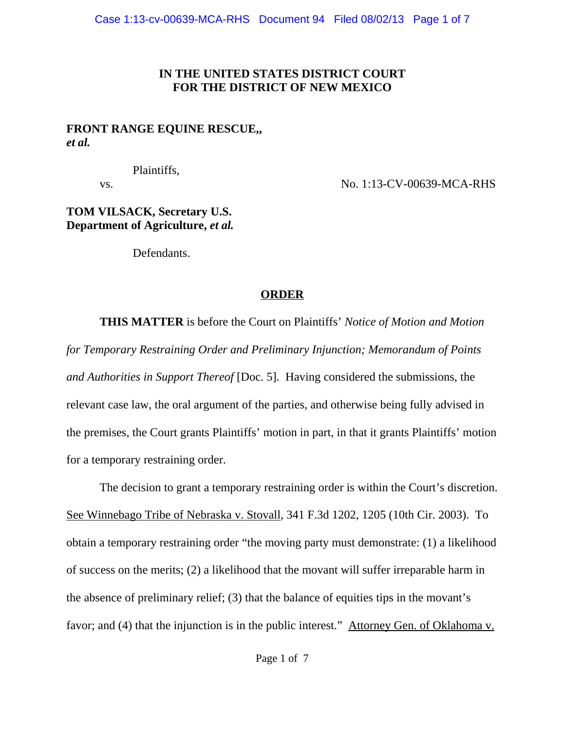**IN THE UNITED STATES DISTRICT COURT**
**FOR THE DISTRICT OF NEW MEXICO**

**FRONT RANGE EQUINE RESCUE,,**
***et al.***

Plaintiffs,

vs. No. 1:13-CV-00639-MCA-RHS

**TOM VILSACK, Secretary U.S.**
**Department of Agriculture,** ***et al.***

Defendants.

**ORDER**

**THIS MATTER** is before the Court on Plaintiffs' *Notice of Motion and Motion for Temporary Restraining Order and Preliminary Injunction; Memorandum of Points and Authorities in Support Thereof* [Doc. 5]. Having considered the submissions, the relevant case law, the oral argument of the parties, and otherwise being fully advised in the premises, the Court grants Plaintiffs' motion in part, in that it grants Plaintiffs' motion for a temporary restraining order.

The decision to grant a temporary restraining order is within the Court's discretion. See Winnebago Tribe of Nebraska v. Stovall, 341 F.3d 1202, 1205 (10th Cir. 2003). To obtain a temporary restraining order "the moving party must demonstrate: (1) a likelihood of success on the merits; (2) a likelihood that the movant will suffer irreparable harm in the absence of preliminary relief; (3) that the balance of equities tips in the movant's favor; and (4) that the injunction is in the public interest." Attorney Gen. of Oklahoma v.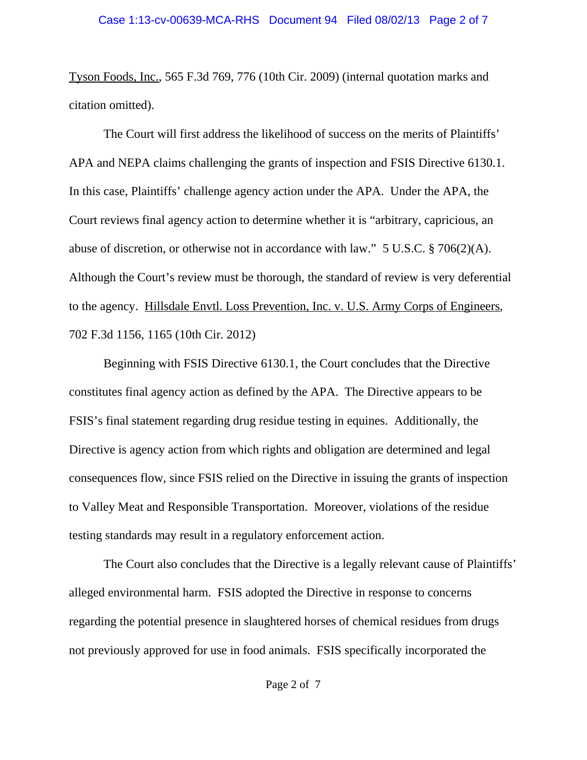Tyson Foods, Inc., 565 F.3d 769, 776 (10th Cir. 2009) (internal quotation marks and citation omitted).

The Court will first address the likelihood of success on the merits of Plaintiffs' APA and NEPA claims challenging the grants of inspection and FSIS Directive 6130.1. In this case, Plaintiffs' challenge agency action under the APA. Under the APA, the Court reviews final agency action to determine whether it is "arbitrary, capricious, an abuse of discretion, or otherwise not in accordance with law." 5 U.S.C. § 706(2)(A). Although the Court's review must be thorough, the standard of review is very deferential to the agency. Hillsdale Envtl. Loss Prevention, Inc. v. U.S. Army Corps of Engineers, 702 F.3d 1156, 1165 (10th Cir. 2012)

Beginning with FSIS Directive 6130.1, the Court concludes that the Directive constitutes final agency action as defined by the APA. The Directive appears to be FSIS's final statement regarding drug residue testing in equines. Additionally, the Directive is agency action from which rights and obligation are determined and legal consequences flow, since FSIS relied on the Directive in issuing the grants of inspection to Valley Meat and Responsible Transportation. Moreover, violations of the residue testing standards may result in a regulatory enforcement action.

The Court also concludes that the Directive is a legally relevant cause of Plaintiffs' alleged environmental harm. FSIS adopted the Directive in response to concerns regarding the potential presence in slaughtered horses of chemical residues from drugs not previously approved for use in food animals. FSIS specifically incorporated the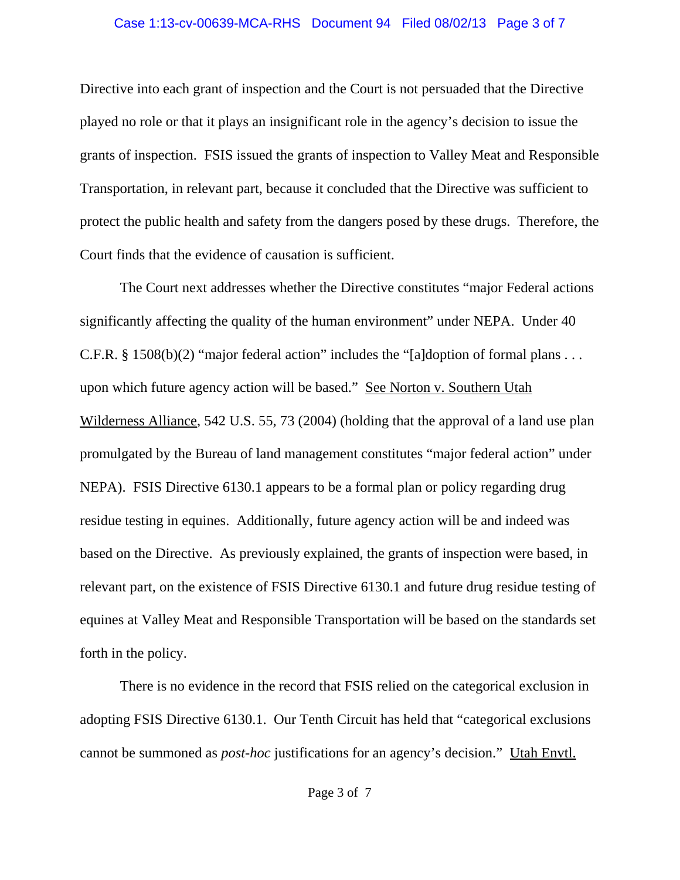Directive into each grant of inspection and the Court is not persuaded that the Directive played no role or that it plays an insignificant role in the agency's decision to issue the grants of inspection. FSIS issued the grants of inspection to Valley Meat and Responsible Transportation, in relevant part, because it concluded that the Directive was sufficient to protect the public health and safety from the dangers posed by these drugs. Therefore, the Court finds that the evidence of causation is sufficient.

The Court next addresses whether the Directive constitutes "major Federal actions significantly affecting the quality of the human environment" under NEPA. Under 40 C.F.R. § 1508(b)(2) "major federal action" includes the "[a]doption of formal plans . . . upon which future agency action will be based." See Norton v. Southern Utah Wilderness Alliance, 542 U.S. 55, 73 (2004) (holding that the approval of a land use plan promulgated by the Bureau of land management constitutes "major federal action" under NEPA). FSIS Directive 6130.1 appears to be a formal plan or policy regarding drug residue testing in equines. Additionally, future agency action will be and indeed was based on the Directive. As previously explained, the grants of inspection were based, in relevant part, on the existence of FSIS Directive 6130.1 and future drug residue testing of equines at Valley Meat and Responsible Transportation will be based on the standards set forth in the policy.

There is no evidence in the record that FSIS relied on the categorical exclusion in adopting FSIS Directive 6130.1. Our Tenth Circuit has held that "categorical exclusions cannot be summoned as *post-hoc* justifications for an agency's decision." Utah Envtl.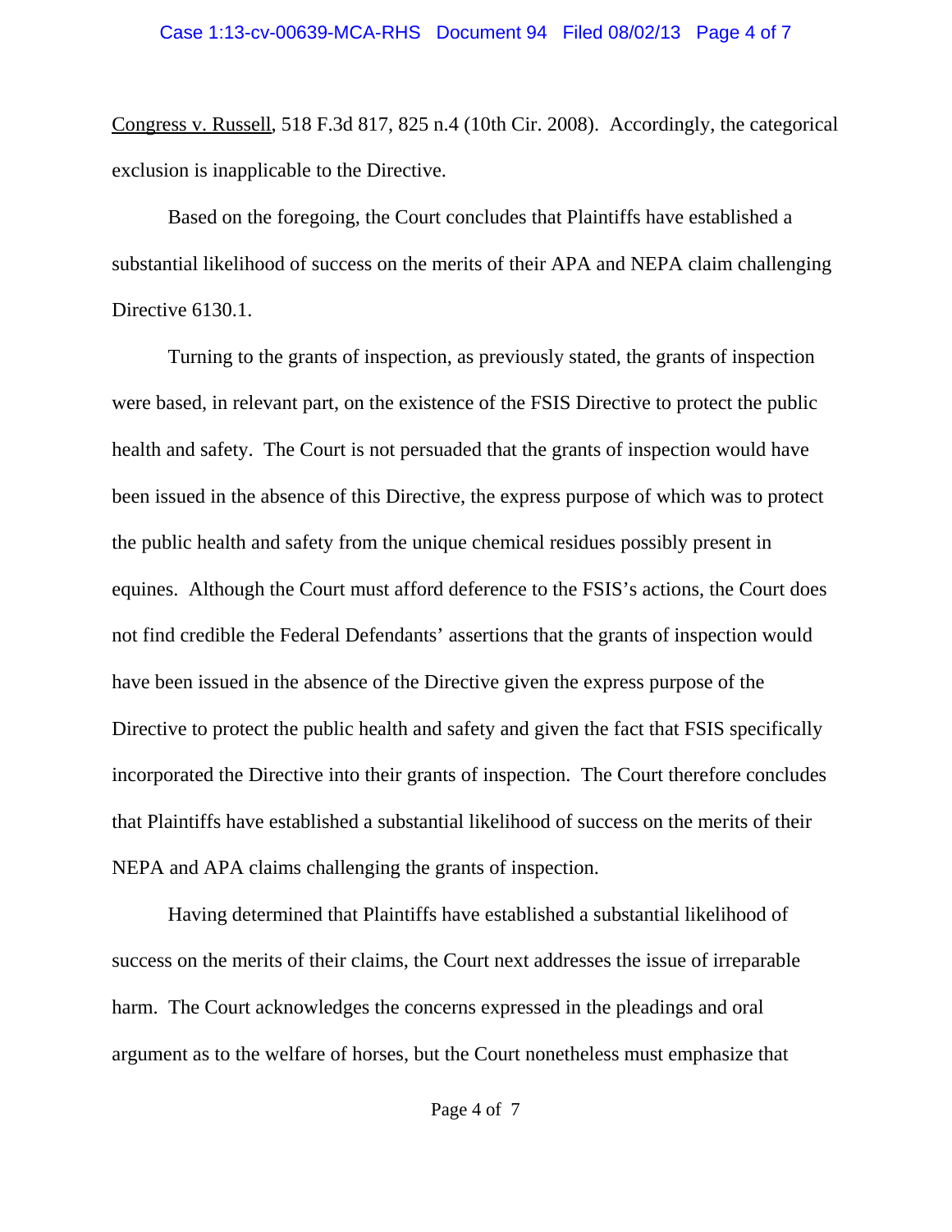Congress v. Russell, 518 F.3d 817, 825 n.4 (10th Cir. 2008). Accordingly, the categorical exclusion is inapplicable to the Directive.

Based on the foregoing, the Court concludes that Plaintiffs have established a substantial likelihood of success on the merits of their APA and NEPA claim challenging Directive 6130.1.

Turning to the grants of inspection, as previously stated, the grants of inspection were based, in relevant part, on the existence of the FSIS Directive to protect the public health and safety. The Court is not persuaded that the grants of inspection would have been issued in the absence of this Directive, the express purpose of which was to protect the public health and safety from the unique chemical residues possibly present in equines. Although the Court must afford deference to the FSIS's actions, the Court does not find credible the Federal Defendants' assertions that the grants of inspection would have been issued in the absence of the Directive given the express purpose of the Directive to protect the public health and safety and given the fact that FSIS specifically incorporated the Directive into their grants of inspection. The Court therefore concludes that Plaintiffs have established a substantial likelihood of success on the merits of their NEPA and APA claims challenging the grants of inspection.

Having determined that Plaintiffs have established a substantial likelihood of success on the merits of their claims, the Court next addresses the issue of irreparable harm. The Court acknowledges the concerns expressed in the pleadings and oral argument as to the welfare of horses, but the Court nonetheless must emphasize that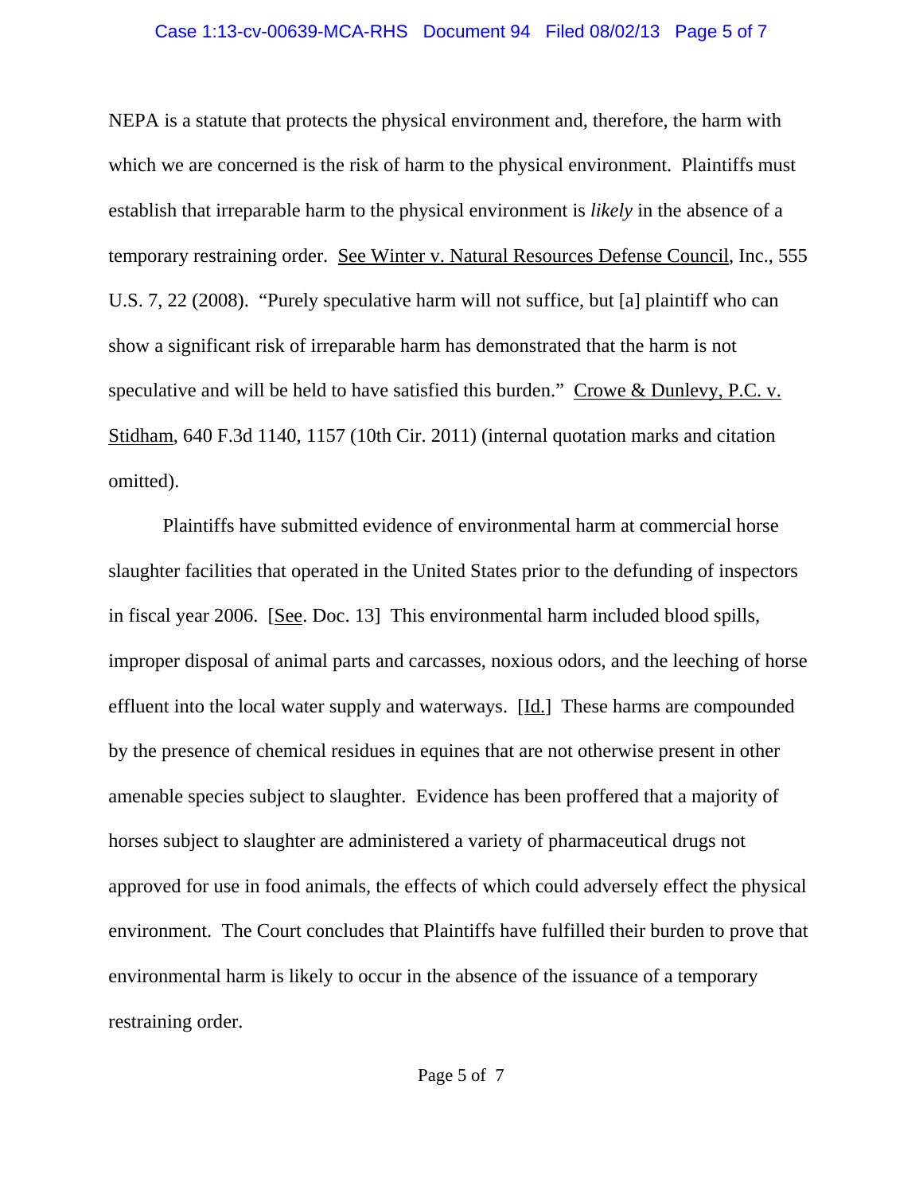NEPA is a statute that protects the physical environment and, therefore, the harm with which we are concerned is the risk of harm to the physical environment. Plaintiffs must establish that irreparable harm to the physical environment is *likely* in the absence of a temporary restraining order. See Winter v. Natural Resources Defense Council, Inc., 555 U.S. 7, 22 (2008). "Purely speculative harm will not suffice, but [a] plaintiff who can show a significant risk of irreparable harm has demonstrated that the harm is not speculative and will be held to have satisfied this burden." Crowe & Dunlevy, P.C. v. Stidham, 640 F.3d 1140, 1157 (10th Cir. 2011) (internal quotation marks and citation omitted).

Plaintiffs have submitted evidence of environmental harm at commercial horse slaughter facilities that operated in the United States prior to the defunding of inspectors in fiscal year 2006. [See. Doc. 13] This environmental harm included blood spills, improper disposal of animal parts and carcasses, noxious odors, and the leeching of horse effluent into the local water supply and waterways. [Id.] These harms are compounded by the presence of chemical residues in equines that are not otherwise present in other amenable species subject to slaughter. Evidence has been proffered that a majority of horses subject to slaughter are administered a variety of pharmaceutical drugs not approved for use in food animals, the effects of which could adversely effect the physical environment. The Court concludes that Plaintiffs have fulfilled their burden to prove that environmental harm is likely to occur in the absence of the issuance of a temporary restraining order.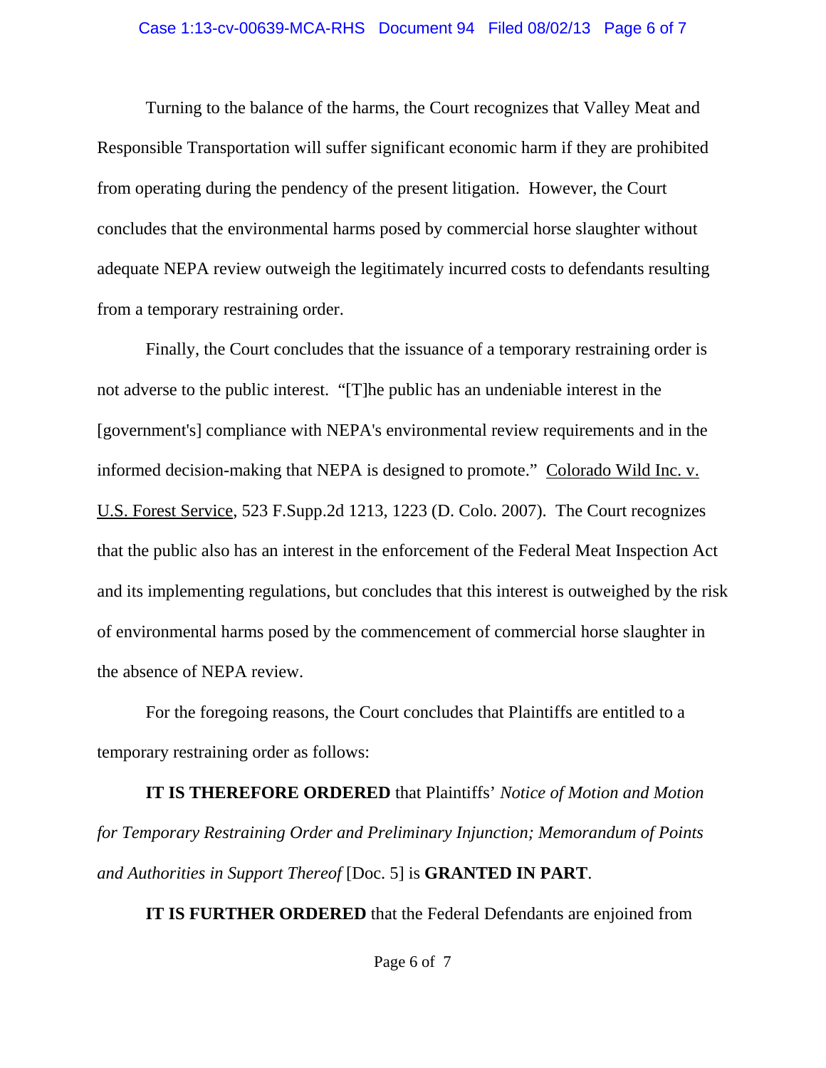Turning to the balance of the harms, the Court recognizes that Valley Meat and Responsible Transportation will suffer significant economic harm if they are prohibited from operating during the pendency of the present litigation. However, the Court concludes that the environmental harms posed by commercial horse slaughter without adequate NEPA review outweigh the legitimately incurred costs to defendants resulting from a temporary restraining order.

Finally, the Court concludes that the issuance of a temporary restraining order is not adverse to the public interest. "[T]he public has an undeniable interest in the [government's] compliance with NEPA's environmental review requirements and in the informed decision-making that NEPA is designed to promote." Colorado Wild Inc. v. U.S. Forest Service, 523 F.Supp.2d 1213, 1223 (D. Colo. 2007). The Court recognizes that the public also has an interest in the enforcement of the Federal Meat Inspection Act and its implementing regulations, but concludes that this interest is outweighed by the risk of environmental harms posed by the commencement of commercial horse slaughter in the absence of NEPA review.

For the foregoing reasons, the Court concludes that Plaintiffs are entitled to a temporary restraining order as follows:

**IT IS THEREFORE ORDERED** that Plaintiffs' *Notice of Motion and Motion for Temporary Restraining Order and Preliminary Injunction; Memorandum of Points and Authorities in Support Thereof* [Doc. 5] is **GRANTED IN PART**.

**IT IS FURTHER ORDERED** that the Federal Defendants are enjoined from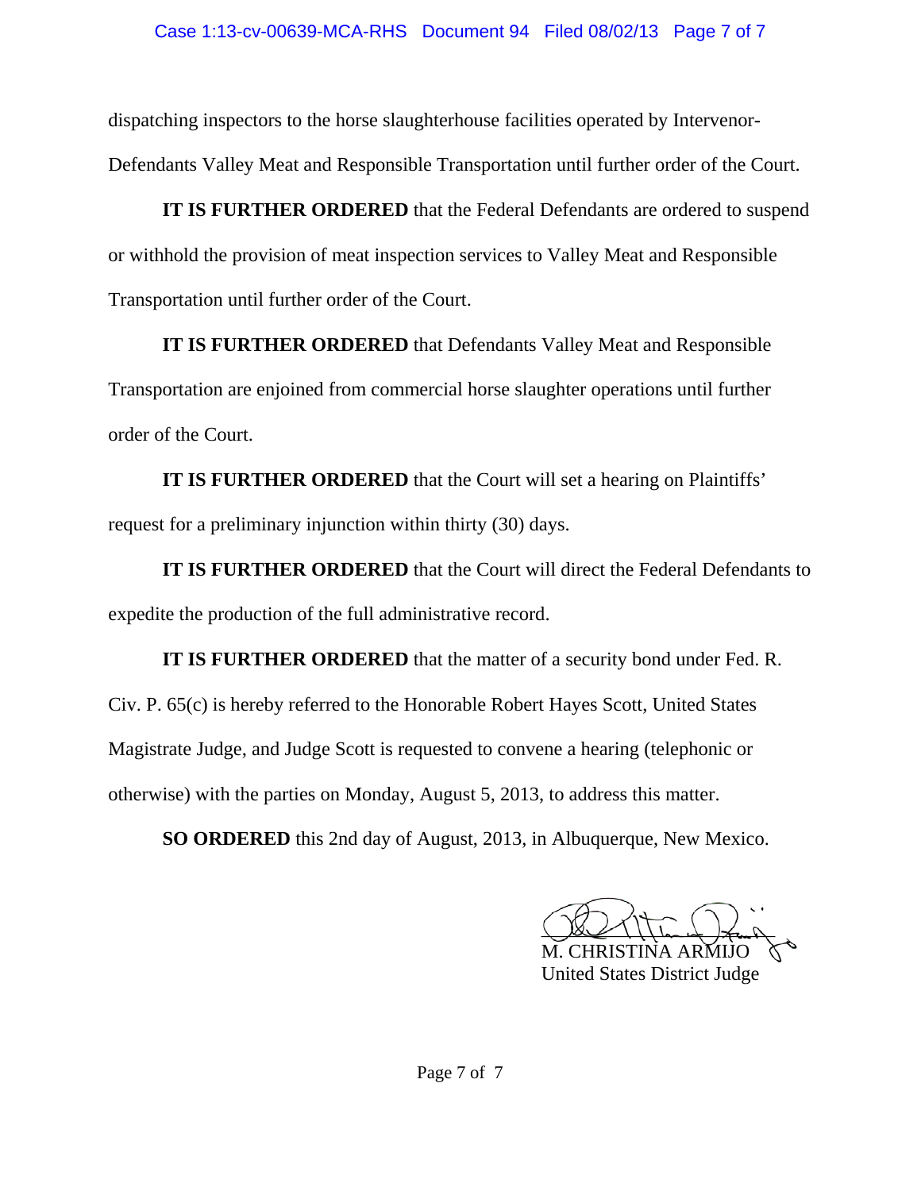dispatching inspectors to the horse slaughterhouse facilities operated by Intervenor-Defendants Valley Meat and Responsible Transportation until further order of the Court.

**IT IS FURTHER ORDERED** that the Federal Defendants are ordered to suspend or withhold the provision of meat inspection services to Valley Meat and Responsible Transportation until further order of the Court.

**IT IS FURTHER ORDERED** that Defendants Valley Meat and Responsible Transportation are enjoined from commercial horse slaughter operations until further order of the Court.

**IT IS FURTHER ORDERED** that the Court will set a hearing on Plaintiffs' request for a preliminary injunction within thirty (30) days.

**IT IS FURTHER ORDERED** that the Court will direct the Federal Defendants to expedite the production of the full administrative record.

**IT IS FURTHER ORDERED** that the matter of a security bond under Fed. R. Civ. P. 65(c) is hereby referred to the Honorable Robert Hayes Scott, United States Magistrate Judge, and Judge Scott is requested to convene a hearing (telephonic or otherwise) with the parties on Monday, August 5, 2013, to address this matter.

**SO ORDERED** this 2nd day of August, 2013, in Albuquerque, New Mexico.

M. CHRISTINA ARMIJO
United States District Judge